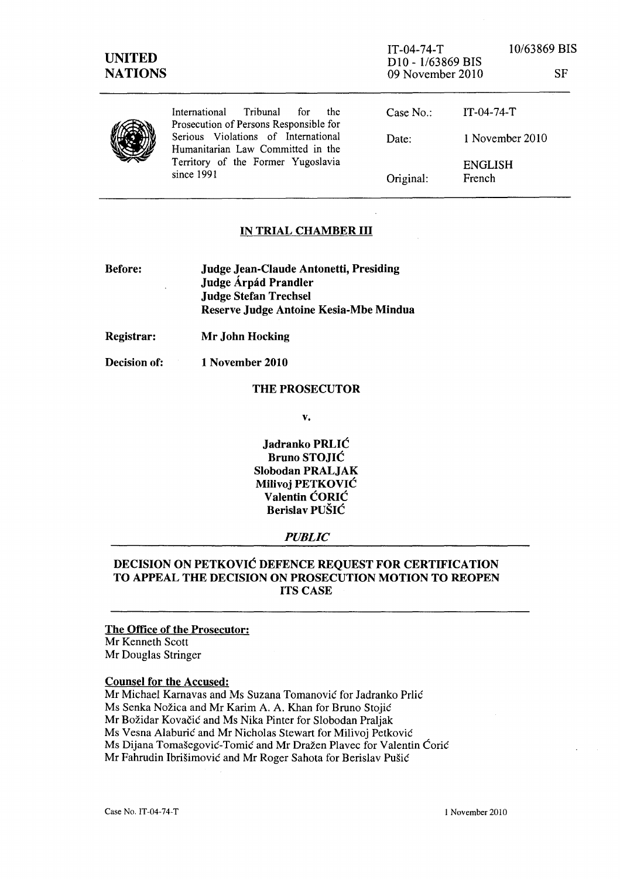UNITED NATIONS

IT-04-74-T 10/63869 BIS
D10 - 1/63869 BIS
09 November 2010 SF

International Tribunal for the Prosecution of Persons Responsible for Serious Violations of International Humanitarian Law Committed in the Territory of the Former Yugoslavia since 1991

| | |
|---|---|
| Case No.: | IT-04-74-T |
| Date: | 1 November 2010 |
| | ENGLISH |
| Original: | French |

## IN TRIAL CHAMBER III

**Before:** **Judge Jean-Claude Antonetti, Presiding**
**Judge Árpád Prandler**
**Judge Stefan Trechsel**
**Reserve Judge Antoine Kesia-Mbe Mindua**

**Registrar:** **Mr John Hocking**

**Decision of:** **1 November 2010**

**THE PROSECUTOR**

**v.**

**Jadranko PRLIĆ**
**Bruno STOJIĆ**
**Slobodan PRALJAK**
**Milivoj PETKOVIĆ**
**Valentin ĆORIĆ**
**Berislav PUŠIĆ**

***PUBLIC***

## DECISION ON PETKOVIĆ DEFENCE REQUEST FOR CERTIFICATION TO APPEAL THE DECISION ON PROSECUTION MOTION TO REOPEN ITS CASE

**The Office of the Prosecutor:**
Mr Kenneth Scott
Mr Douglas Stringer

**Counsel for the Accused:**
Mr Michael Karnavas and Ms Suzana Tomanović for Jadranko Prlić
Ms Senka Nožica and Mr Karim A. A. Khan for Bruno Stojić
Mr Božidar Kovačić and Ms Nika Pinter for Slobodan Praljak
Ms Vesna Alaburić and Mr Nicholas Stewart for Milivoj Petković
Ms Dijana Tomašegović-Tomić and Mr Dražen Plavec for Valentin Ćorić
Mr Fahrudin Ibrišimović and Mr Roger Sahota for Berislav Pušić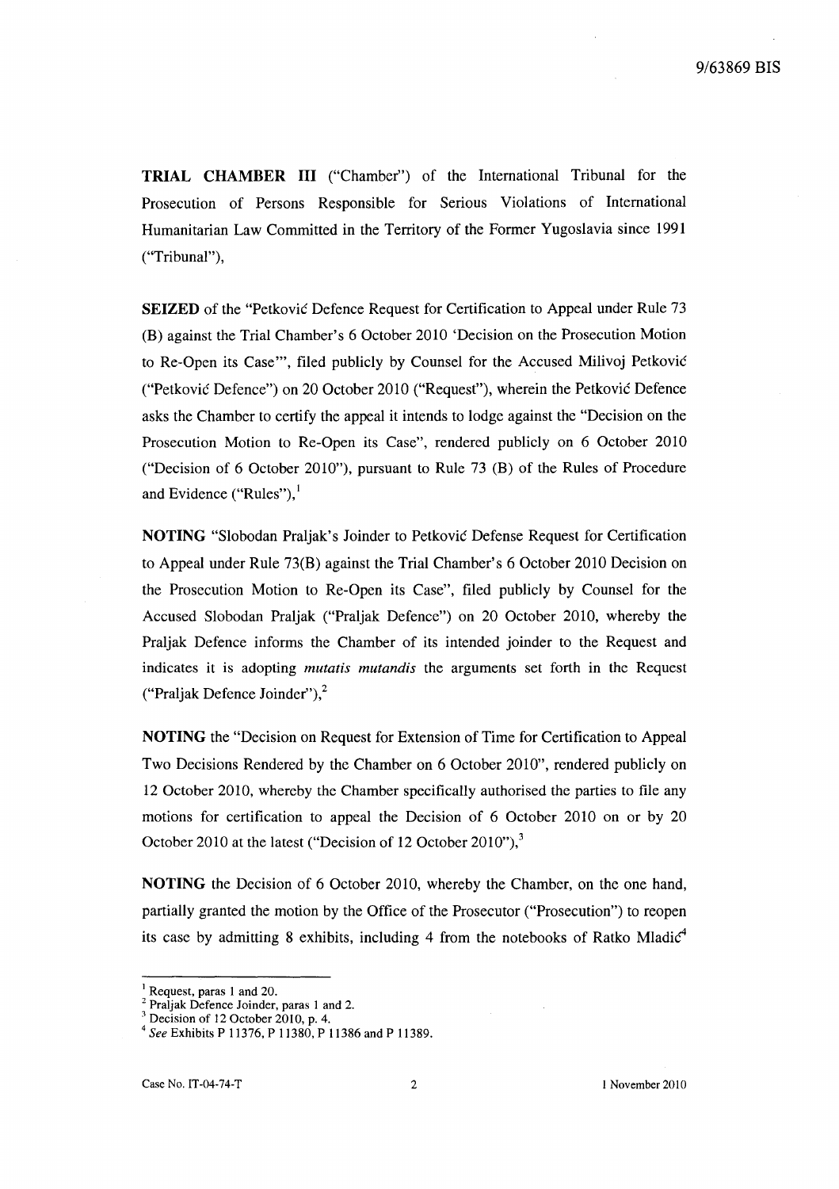**TRIAL CHAMBER III** ("Chamber") of the International Tribunal for the Prosecution of Persons Responsible for Serious Violations of International Humanitarian Law Committed in the Territory of the Former Yugoslavia since 1991 ("Tribunal"),

**SEIZED** of the "Petković Defence Request for Certification to Appeal under Rule 73 (B) against the Trial Chamber's 6 October 2010 'Decision on the Prosecution Motion to Re-Open its Case'", filed publicly by Counsel for the Accused Milivoj Petković ("Petković Defence") on 20 October 2010 ("Request"), wherein the Petković Defence asks the Chamber to certify the appeal it intends to lodge against the "Decision on the Prosecution Motion to Re-Open its Case", rendered publicly on 6 October 2010 ("Decision of 6 October 2010"), pursuant to Rule 73 (B) of the Rules of Procedure and Evidence ("Rules"),[1]

**NOTING** "Slobodan Praljak's Joinder to Petković Defense Request for Certification to Appeal under Rule 73(B) against the Trial Chamber's 6 October 2010 Decision on the Prosecution Motion to Re-Open its Case", filed publicly by Counsel for the Accused Slobodan Praljak ("Praljak Defence") on 20 October 2010, whereby the Praljak Defence informs the Chamber of its intended joinder to the Request and indicates it is adopting *mutatis mutandis* the arguments set forth in the Request ("Praljak Defence Joinder"),[2]

**NOTING** the "Decision on Request for Extension of Time for Certification to Appeal Two Decisions Rendered by the Chamber on 6 October 2010", rendered publicly on 12 October 2010, whereby the Chamber specifically authorised the parties to file any motions for certification to appeal the Decision of 6 October 2010 on or by 20 October 2010 at the latest ("Decision of 12 October 2010"),[3]

**NOTING** the Decision of 6 October 2010, whereby the Chamber, on the one hand, partially granted the motion by the Office of the Prosecutor ("Prosecution") to reopen its case by admitting 8 exhibits, including 4 from the notebooks of Ratko Mladić[4]

---

[1] Request, paras 1 and 20.
[2] Praljak Defence Joinder, paras 1 and 2.
[3] Decision of 12 October 2010, p. 4.
[4] *See* Exhibits P 11376, P 11380, P 11386 and P 11389.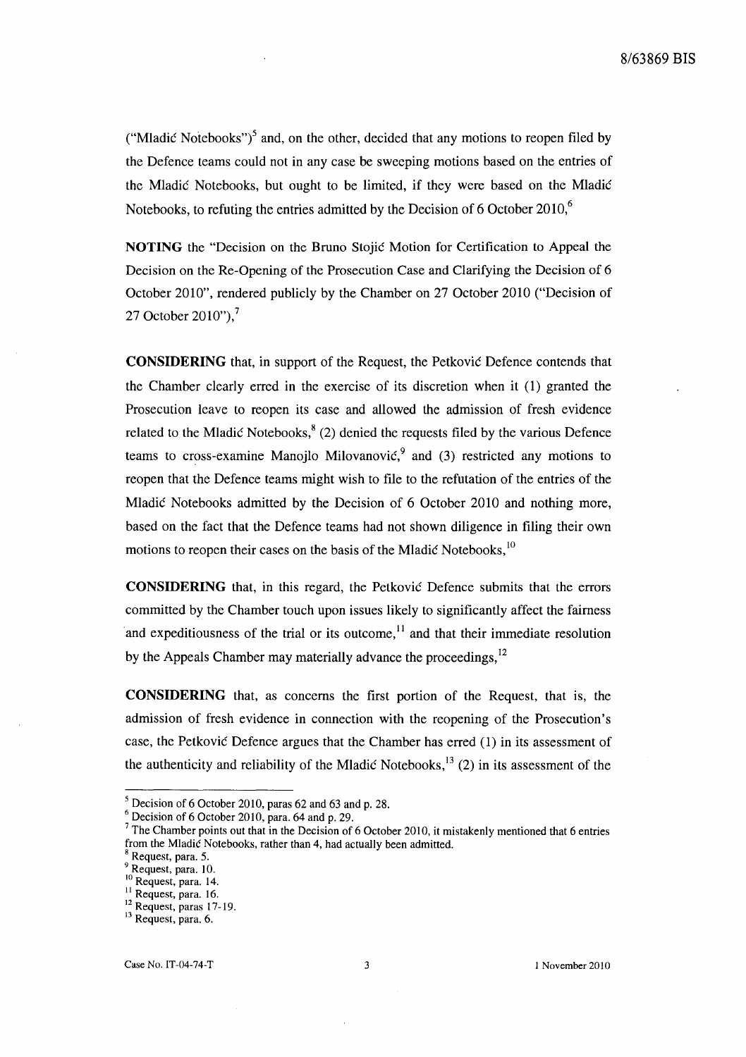("Mladić Notebooks")[5] and, on the other, decided that any motions to reopen filed by the Defence teams could not in any case be sweeping motions based on the entries of the Mladić Notebooks, but ought to be limited, if they were based on the Mladić Notebooks, to refuting the entries admitted by the Decision of 6 October 2010,[6]

**NOTING** the "Decision on the Bruno Stojić Motion for Certification to Appeal the Decision on the Re-Opening of the Prosecution Case and Clarifying the Decision of 6 October 2010", rendered publicly by the Chamber on 27 October 2010 ("Decision of 27 October 2010"),[7]

**CONSIDERING** that, in support of the Request, the Petković Defence contends that the Chamber clearly erred in the exercise of its discretion when it (1) granted the Prosecution leave to reopen its case and allowed the admission of fresh evidence related to the Mladić Notebooks,[8] (2) denied the requests filed by the various Defence teams to cross-examine Manojlo Milovanović,[9] and (3) restricted any motions to reopen that the Defence teams might wish to file to the refutation of the entries of the Mladić Notebooks admitted by the Decision of 6 October 2010 and nothing more, based on the fact that the Defence teams had not shown diligence in filing their own motions to reopen their cases on the basis of the Mladić Notebooks,[10]

**CONSIDERING** that, in this regard, the Petković Defence submits that the errors committed by the Chamber touch upon issues likely to significantly affect the fairness and expeditiousness of the trial or its outcome,[11] and that their immediate resolution by the Appeals Chamber may materially advance the proceedings,[12]

**CONSIDERING** that, as concerns the first portion of the Request, that is, the admission of fresh evidence in connection with the reopening of the Prosecution's case, the Petković Defence argues that the Chamber has erred (1) in its assessment of the authenticity and reliability of the Mladić Notebooks,[13] (2) in its assessment of the

---

[5] Decision of 6 October 2010, paras 62 and 63 and p. 28.

[6] Decision of 6 October 2010, para. 64 and p. 29.

[7] The Chamber points out that in the Decision of 6 October 2010, it mistakenly mentioned that 6 entries from the Mladić Notebooks, rather than 4, had actually been admitted.

[8] Request, para. 5.

[9] Request, para. 10.

[10] Request, para. 14.

[11] Request, para. 16.

[12] Request, paras 17-19.

[13] Request, para. 6.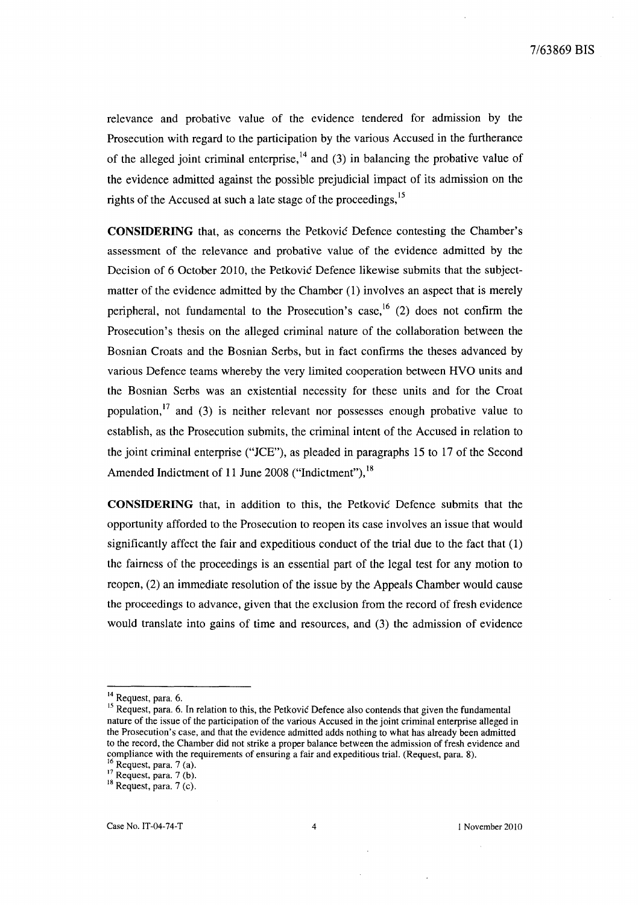relevance and probative value of the evidence tendered for admission by the Prosecution with regard to the participation by the various Accused in the furtherance of the alleged joint criminal enterprise,[14] and (3) in balancing the probative value of the evidence admitted against the possible prejudicial impact of its admission on the rights of the Accused at such a late stage of the proceedings,[15]

**CONSIDERING** that, as concerns the Petković Defence contesting the Chamber's assessment of the relevance and probative value of the evidence admitted by the Decision of 6 October 2010, the Petković Defence likewise submits that the subject-matter of the evidence admitted by the Chamber (1) involves an aspect that is merely peripheral, not fundamental to the Prosecution's case,[16] (2) does not confirm the Prosecution's thesis on the alleged criminal nature of the collaboration between the Bosnian Croats and the Bosnian Serbs, but in fact confirms the theses advanced by various Defence teams whereby the very limited cooperation between HVO units and the Bosnian Serbs was an existential necessity for these units and for the Croat population,[17] and (3) is neither relevant nor possesses enough probative value to establish, as the Prosecution submits, the criminal intent of the Accused in relation to the joint criminal enterprise ("JCE"), as pleaded in paragraphs 15 to 17 of the Second Amended Indictment of 11 June 2008 ("Indictment"),[18]

**CONSIDERING** that, in addition to this, the Petković Defence submits that the opportunity afforded to the Prosecution to reopen its case involves an issue that would significantly affect the fair and expeditious conduct of the trial due to the fact that (1) the fairness of the proceedings is an essential part of the legal test for any motion to reopen, (2) an immediate resolution of the issue by the Appeals Chamber would cause the proceedings to advance, given that the exclusion from the record of fresh evidence would translate into gains of time and resources, and (3) the admission of evidence

---

[14] Request, para. 6.

[15] Request, para. 6. In relation to this, the Petković Defence also contends that given the fundamental nature of the issue of the participation of the various Accused in the joint criminal enterprise alleged in the Prosecution's case, and that the evidence admitted adds nothing to what has already been admitted to the record, the Chamber did not strike a proper balance between the admission of fresh evidence and compliance with the requirements of ensuring a fair and expeditious trial. (Request, para. 8).

[16] Request, para. 7 (a).

[17] Request, para. 7 (b).

[18] Request, para. 7 (c).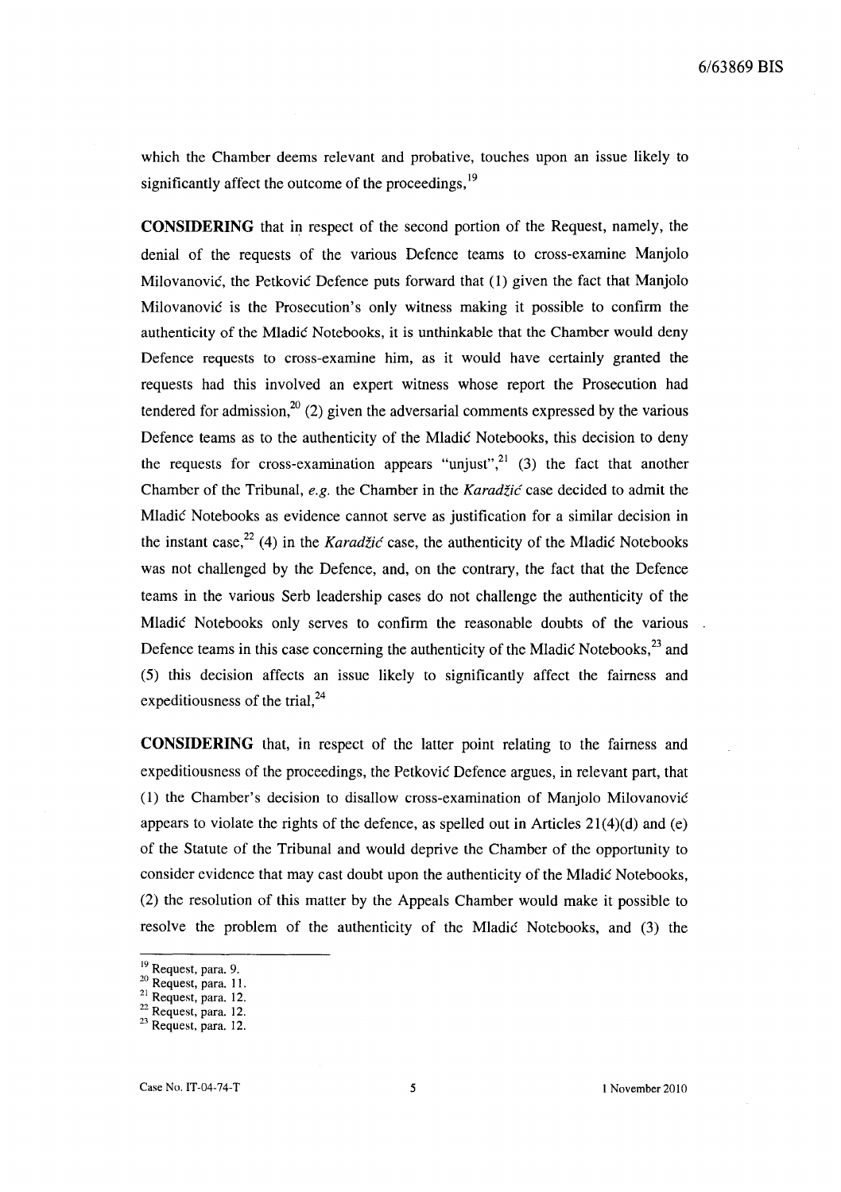which the Chamber deems relevant and probative, touches upon an issue likely to significantly affect the outcome of the proceedings,[19]

**CONSIDERING** that in respect of the second portion of the Request, namely, the denial of the requests of the various Defence teams to cross-examine Manjolo Milovanović, the Petković Defence puts forward that (1) given the fact that Manjolo Milovanović is the Prosecution's only witness making it possible to confirm the authenticity of the Mladić Notebooks, it is unthinkable that the Chamber would deny Defence requests to cross-examine him, as it would have certainly granted the requests had this involved an expert witness whose report the Prosecution had tendered for admission,[20] (2) given the adversarial comments expressed by the various Defence teams as to the authenticity of the Mladić Notebooks, this decision to deny the requests for cross-examination appears "unjust",[21] (3) the fact that another Chamber of the Tribunal, *e.g.* the Chamber in the *Karadžić* case decided to admit the Mladić Notebooks as evidence cannot serve as justification for a similar decision in the instant case,[22] (4) in the *Karadžić* case, the authenticity of the Mladić Notebooks was not challenged by the Defence, and, on the contrary, the fact that the Defence teams in the various Serb leadership cases do not challenge the authenticity of the Mladić Notebooks only serves to confirm the reasonable doubts of the various Defence teams in this case concerning the authenticity of the Mladić Notebooks,[23] and (5) this decision affects an issue likely to significantly affect the fairness and expeditiousness of the trial,[24]

**CONSIDERING** that, in respect of the latter point relating to the fairness and expeditiousness of the proceedings, the Petković Defence argues, in relevant part, that (1) the Chamber's decision to disallow cross-examination of Manjolo Milovanović appears to violate the rights of the defence, as spelled out in Articles 21(4)(d) and (e) of the Statute of the Tribunal and would deprive the Chamber of the opportunity to consider evidence that may cast doubt upon the authenticity of the Mladić Notebooks, (2) the resolution of this matter by the Appeals Chamber would make it possible to resolve the problem of the authenticity of the Mladić Notebooks, and (3) the

---

[19] Request, para. 9.
[20] Request, para. 11.
[21] Request, para. 12.
[22] Request, para. 12.
[23] Request, para. 12.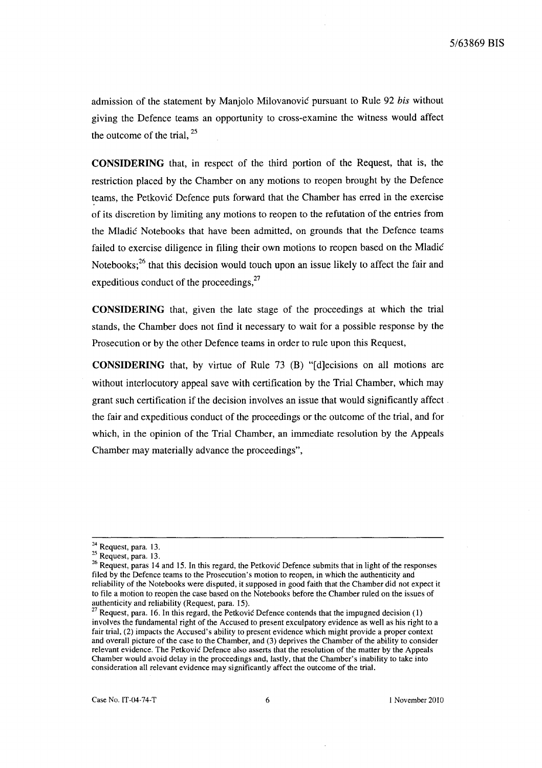admission of the statement by Manjolo Milovanović pursuant to Rule 92 *bis* without giving the Defence teams an opportunity to cross-examine the witness would affect the outcome of the trial, [25]

**CONSIDERING** that, in respect of the third portion of the Request, that is, the restriction placed by the Chamber on any motions to reopen brought by the Defence teams, the Petković Defence puts forward that the Chamber has erred in the exercise of its discretion by limiting any motions to reopen to the refutation of the entries from the Mladić Notebooks that have been admitted, on grounds that the Defence teams failed to exercise diligence in filing their own motions to reopen based on the Mladić Notebooks;[26] that this decision would touch upon an issue likely to affect the fair and expeditious conduct of the proceedings,[27]

**CONSIDERING** that, given the late stage of the proceedings at which the trial stands, the Chamber does not find it necessary to wait for a possible response by the Prosecution or by the other Defence teams in order to rule upon this Request,

**CONSIDERING** that, by virtue of Rule 73 (B) "[d]ecisions on all motions are without interlocutory appeal save with certification by the Trial Chamber, which may grant such certification if the decision involves an issue that would significantly affect the fair and expeditious conduct of the proceedings or the outcome of the trial, and for which, in the opinion of the Trial Chamber, an immediate resolution by the Appeals Chamber may materially advance the proceedings",

---

[24] Request, para. 13.

[25] Request, para. 13.

[26] Request, paras 14 and 15. In this regard, the Petković Defence submits that in light of the responses filed by the Defence teams to the Prosecution's motion to reopen, in which the authenticity and reliability of the Notebooks were disputed, it supposed in good faith that the Chamber did not expect it to file a motion to reopen the case based on the Notebooks before the Chamber ruled on the issues of authenticity and reliability (Request, para. 15).

[27] Request, para. 16. In this regard, the Petković Defence contends that the impugned decision (1) involves the fundamental right of the Accused to present exculpatory evidence as well as his right to a fair trial, (2) impacts the Accused's ability to present evidence which might provide a proper context and overall picture of the case to the Chamber, and (3) deprives the Chamber of the ability to consider relevant evidence. The Petković Defence also asserts that the resolution of the matter by the Appeals Chamber would avoid delay in the proceedings and, lastly, that the Chamber's inability to take into consideration all relevant evidence may significantly affect the outcome of the trial.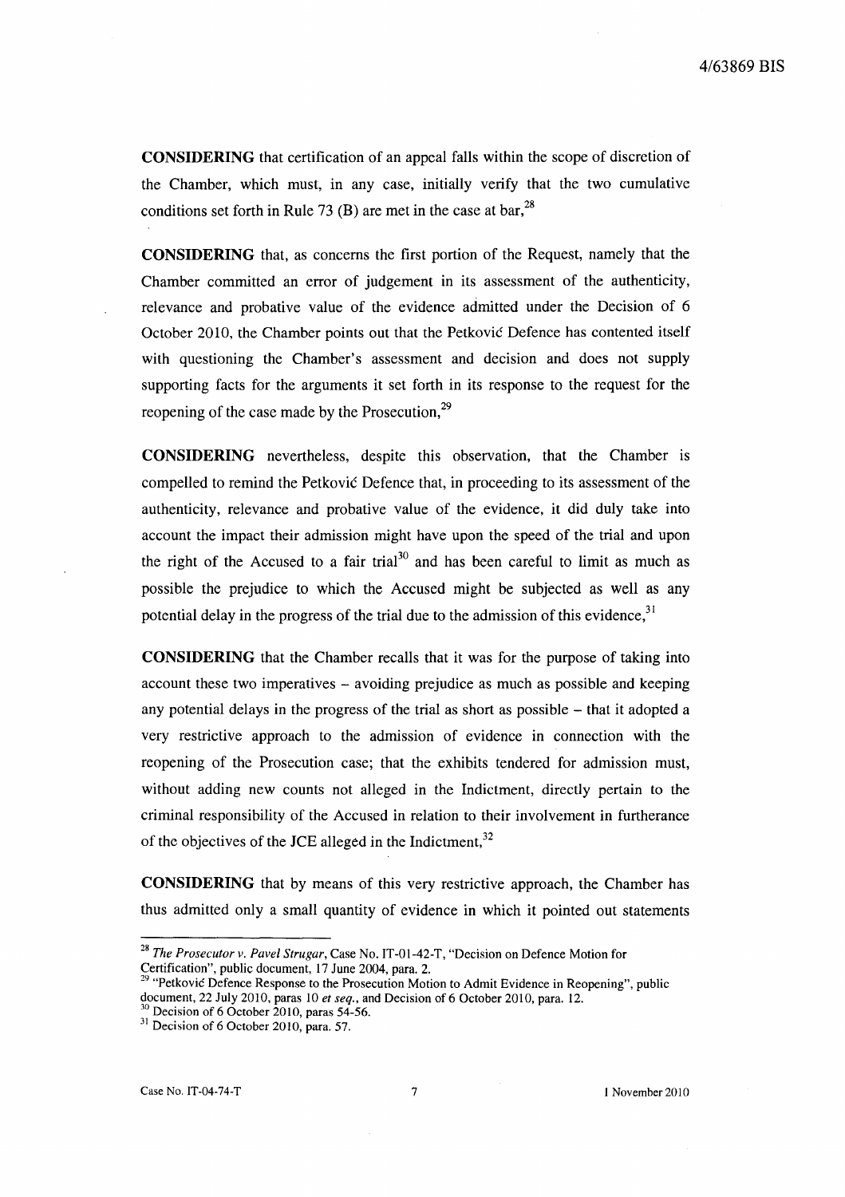**CONSIDERING** that certification of an appeal falls within the scope of discretion of the Chamber, which must, in any case, initially verify that the two cumulative conditions set forth in Rule 73 (B) are met in the case at bar,[28]

**CONSIDERING** that, as concerns the first portion of the Request, namely that the Chamber committed an error of judgement in its assessment of the authenticity, relevance and probative value of the evidence admitted under the Decision of 6 October 2010, the Chamber points out that the Petković Defence has contented itself with questioning the Chamber's assessment and decision and does not supply supporting facts for the arguments it set forth in its response to the request for the reopening of the case made by the Prosecution,[29]

**CONSIDERING** nevertheless, despite this observation, that the Chamber is compelled to remind the Petković Defence that, in proceeding to its assessment of the authenticity, relevance and probative value of the evidence, it did duly take into account the impact their admission might have upon the speed of the trial and upon the right of the Accused to a fair trial[30] and has been careful to limit as much as possible the prejudice to which the Accused might be subjected as well as any potential delay in the progress of the trial due to the admission of this evidence,[31]

**CONSIDERING** that the Chamber recalls that it was for the purpose of taking into account these two imperatives – avoiding prejudice as much as possible and keeping any potential delays in the progress of the trial as short as possible – that it adopted a very restrictive approach to the admission of evidence in connection with the reopening of the Prosecution case; that the exhibits tendered for admission must, without adding new counts not alleged in the Indictment, directly pertain to the criminal responsibility of the Accused in relation to their involvement in furtherance of the objectives of the JCE alleged in the Indictment,[32]

**CONSIDERING** that by means of this very restrictive approach, the Chamber has thus admitted only a small quantity of evidence in which it pointed out statements

---

[28] *The Prosecutor v. Pavel Strugar*, Case No. IT-01-42-T, "Decision on Defence Motion for Certification", public document, 17 June 2004, para. 2.

[29] "Petković Defence Response to the Prosecution Motion to Admit Evidence in Reopening", public document, 22 July 2010, paras 10 *et seq.*, and Decision of 6 October 2010, para. 12.

[30] Decision of 6 October 2010, paras 54-56.

[31] Decision of 6 October 2010, para. 57.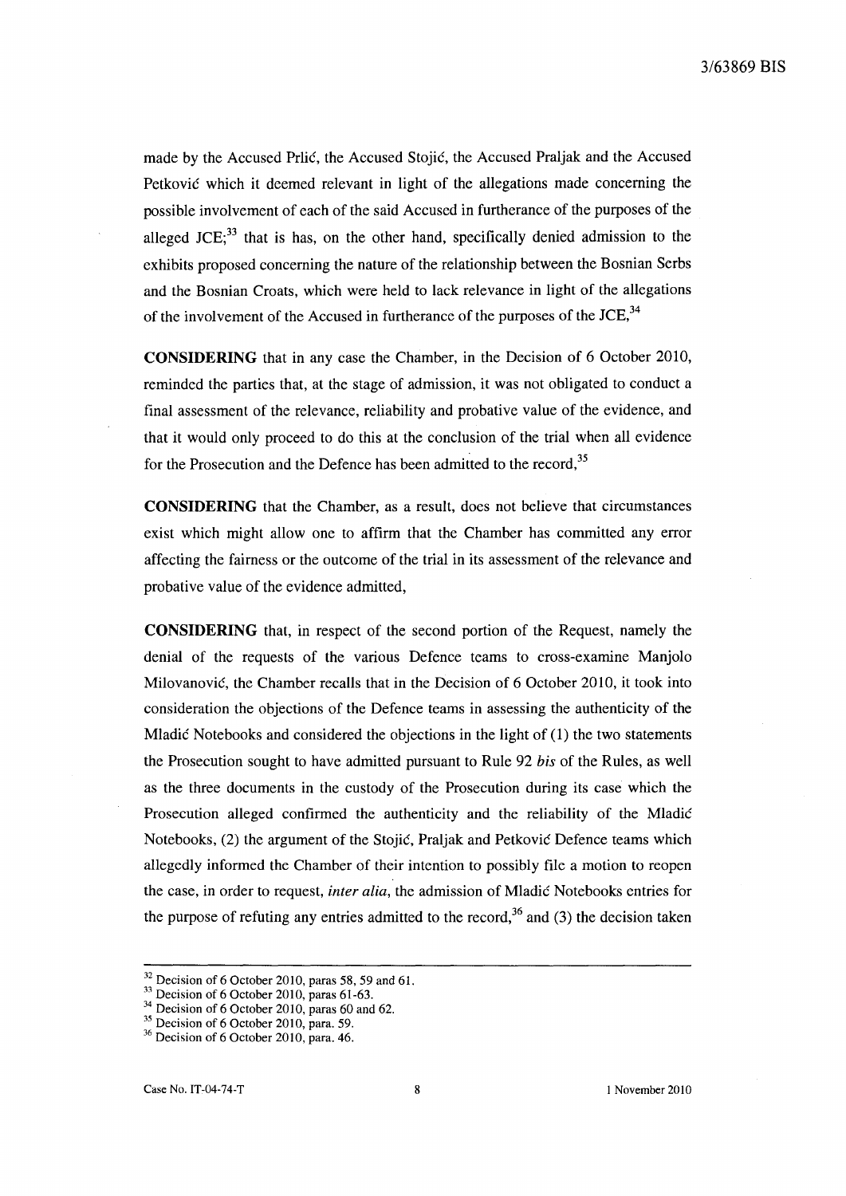made by the Accused Prlić, the Accused Stojić, the Accused Praljak and the Accused Petković which it deemed relevant in light of the allegations made concerning the possible involvement of each of the said Accused in furtherance of the purposes of the alleged JCE;[33] that is has, on the other hand, specifically denied admission to the exhibits proposed concerning the nature of the relationship between the Bosnian Serbs and the Bosnian Croats, which were held to lack relevance in light of the allegations of the involvement of the Accused in furtherance of the purposes of the JCE,[34]

**CONSIDERING** that in any case the Chamber, in the Decision of 6 October 2010, reminded the parties that, at the stage of admission, it was not obligated to conduct a final assessment of the relevance, reliability and probative value of the evidence, and that it would only proceed to do this at the conclusion of the trial when all evidence for the Prosecution and the Defence has been admitted to the record,[35]

**CONSIDERING** that the Chamber, as a result, does not believe that circumstances exist which might allow one to affirm that the Chamber has committed any error affecting the fairness or the outcome of the trial in its assessment of the relevance and probative value of the evidence admitted,

**CONSIDERING** that, in respect of the second portion of the Request, namely the denial of the requests of the various Defence teams to cross-examine Manjolo Milovanović, the Chamber recalls that in the Decision of 6 October 2010, it took into consideration the objections of the Defence teams in assessing the authenticity of the Mladić Notebooks and considered the objections in the light of (1) the two statements the Prosecution sought to have admitted pursuant to Rule 92 *bis* of the Rules, as well as the three documents in the custody of the Prosecution during its case which the Prosecution alleged confirmed the authenticity and the reliability of the Mladić Notebooks, (2) the argument of the Stojić, Praljak and Petković Defence teams which allegedly informed the Chamber of their intention to possibly file a motion to reopen the case, in order to request, *inter alia*, the admission of Mladić Notebooks entries for the purpose of refuting any entries admitted to the record,[36] and (3) the decision taken

---

[32] Decision of 6 October 2010, paras 58, 59 and 61.

[33] Decision of 6 October 2010, paras 61-63.

[34] Decision of 6 October 2010, paras 60 and 62.

[35] Decision of 6 October 2010, para. 59.

[36] Decision of 6 October 2010, para. 46.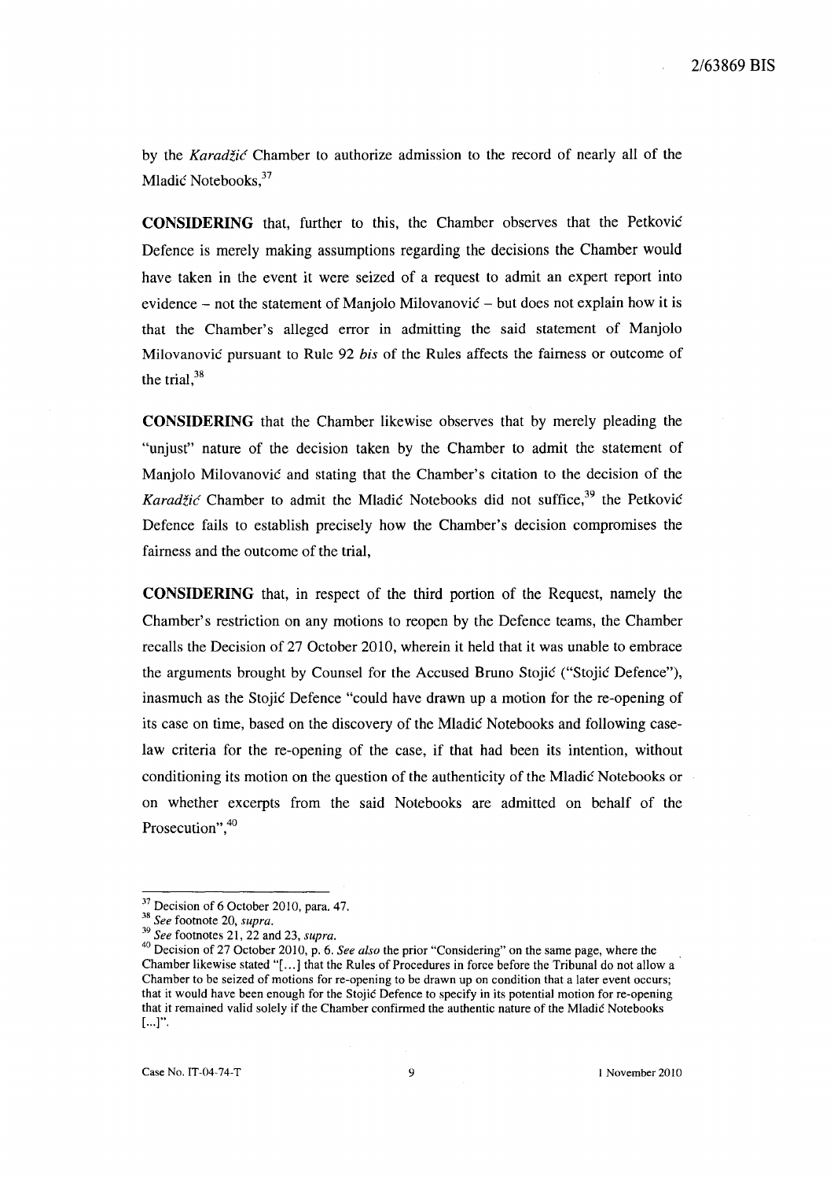by the *Karadžić* Chamber to authorize admission to the record of nearly all of the Mladić Notebooks,[37]

**CONSIDERING** that, further to this, the Chamber observes that the Petković Defence is merely making assumptions regarding the decisions the Chamber would have taken in the event it were seized of a request to admit an expert report into evidence – not the statement of Manjolo Milovanović – but does not explain how it is that the Chamber's alleged error in admitting the said statement of Manjolo Milovanović pursuant to Rule 92 *bis* of the Rules affects the fairness or outcome of the trial,[38]

**CONSIDERING** that the Chamber likewise observes that by merely pleading the "unjust" nature of the decision taken by the Chamber to admit the statement of Manjolo Milovanović and stating that the Chamber's citation to the decision of the *Karadžić* Chamber to admit the Mladić Notebooks did not suffice,[39] the Petković Defence fails to establish precisely how the Chamber's decision compromises the fairness and the outcome of the trial,

**CONSIDERING** that, in respect of the third portion of the Request, namely the Chamber's restriction on any motions to reopen by the Defence teams, the Chamber recalls the Decision of 27 October 2010, wherein it held that it was unable to embrace the arguments brought by Counsel for the Accused Bruno Stojić ("Stojić Defence"), inasmuch as the Stojić Defence "could have drawn up a motion for the re-opening of its case on time, based on the discovery of the Mladić Notebooks and following case-law criteria for the re-opening of the case, if that had been its intention, without conditioning its motion on the question of the authenticity of the Mladić Notebooks or on whether excerpts from the said Notebooks are admitted on behalf of the Prosecution",[40]

---

[37] Decision of 6 October 2010, para. 47.

[38] *See* footnote 20, *supra*.

[39] *See* footnotes 21, 22 and 23, *supra*.

[40] Decision of 27 October 2010, p. 6. *See also* the prior "Considering" on the same page, where the Chamber likewise stated "[...] that the Rules of Procedures in force before the Tribunal do not allow a Chamber to be seized of motions for re-opening to be drawn up on condition that a later event occurs; that it would have been enough for the Stojić Defence to specify in its potential motion for re-opening that it remained valid solely if the Chamber confirmed the authentic nature of the Mladić Notebooks [...]".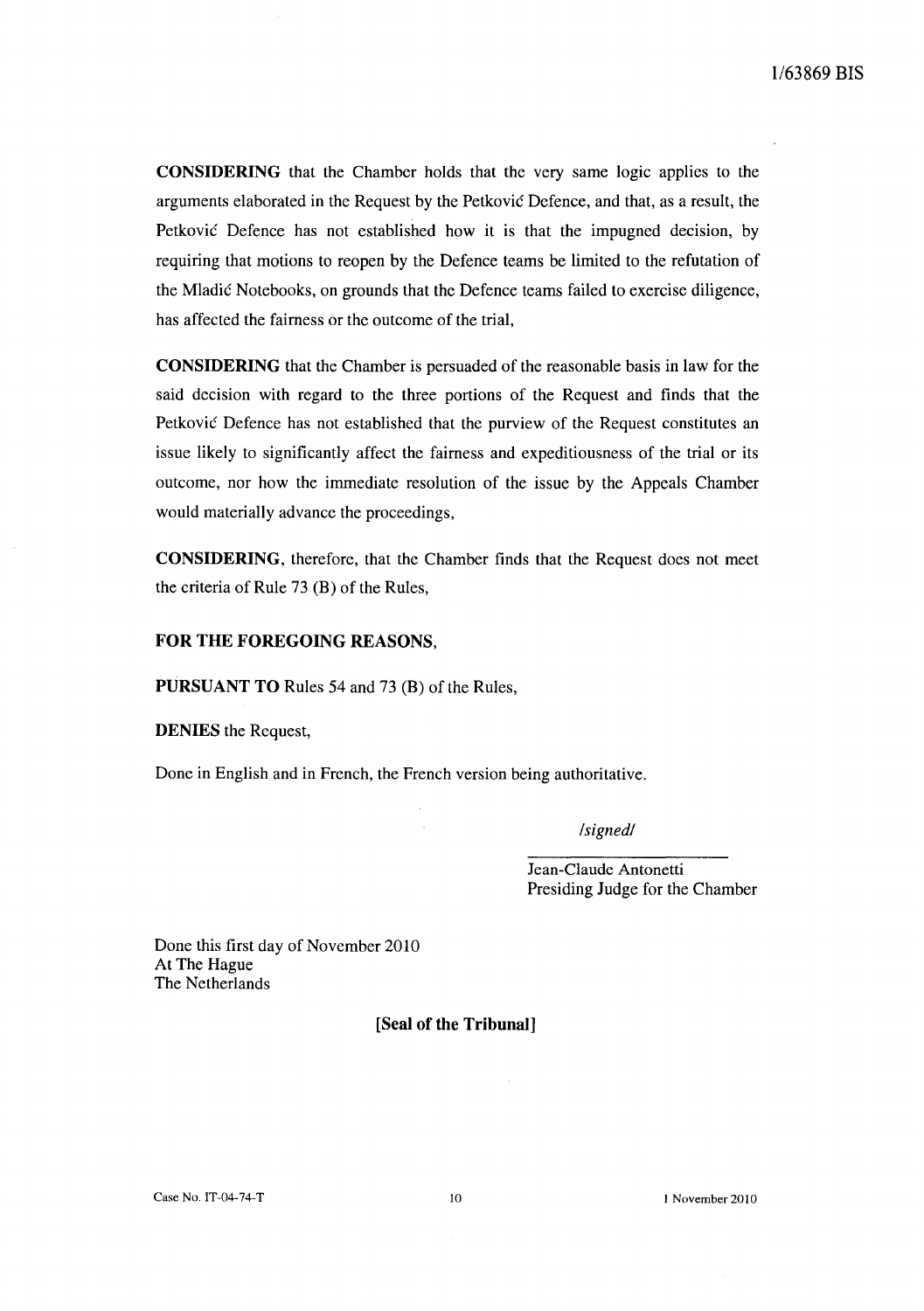**CONSIDERING** that the Chamber holds that the very same logic applies to the arguments elaborated in the Request by the Petković Defence, and that, as a result, the Petković Defence has not established how it is that the impugned decision, by requiring that motions to reopen by the Defence teams be limited to the refutation of the Mladić Notebooks, on grounds that the Defence teams failed to exercise diligence, has affected the fairness or the outcome of the trial,

**CONSIDERING** that the Chamber is persuaded of the reasonable basis in law for the said decision with regard to the three portions of the Request and finds that the Petković Defence has not established that the purview of the Request constitutes an issue likely to significantly affect the fairness and expeditiousness of the trial or its outcome, nor how the immediate resolution of the issue by the Appeals Chamber would materially advance the proceedings,

**CONSIDERING**, therefore, that the Chamber finds that the Request does not meet the criteria of Rule 73 (B) of the Rules,

**FOR THE FOREGOING REASONS,**

**PURSUANT TO** Rules 54 and 73 (B) of the Rules,

**DENIES** the Request,

Done in English and in French, the French version being authoritative.

*/signed/*

Jean-Claude Antonetti
Presiding Judge for the Chamber

Done this first day of November 2010
At The Hague
The Netherlands

**[Seal of the Tribunal]**